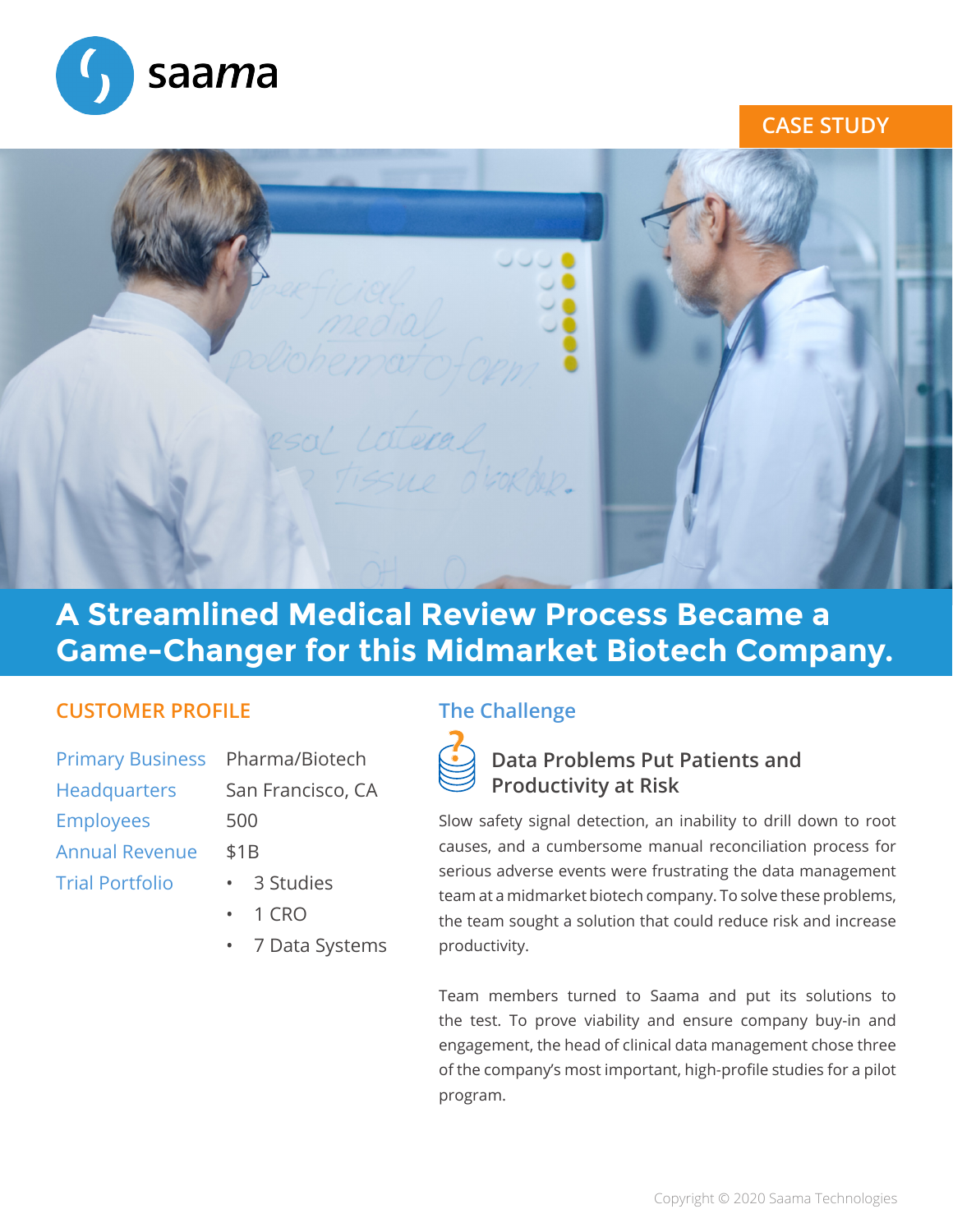saama

CASE STUDY

# A Streamlined Medical Review Process Became a Game-Changer for this Midmarket Biotech Company.

## CUSTOMER PROFILE

| | |
|---|---|
| Primary Business | Pharma/Biotech |
| Headquarters | San Francisco, CA |
| Employees | 500 |
| Annual Revenue | $1B |
| Trial Portfolio | • 3 Studies<br>• 1 CRO<br>• 7 Data Systems |

## The Challenge

### Data Problems Put Patients and Productivity at Risk

Slow safety signal detection, an inability to drill down to root causes, and a cumbersome manual reconciliation process for serious adverse events were frustrating the data management team at a midmarket biotech company. To solve these problems, the team sought a solution that could reduce risk and increase productivity.

Team members turned to Saama and put its solutions to the test. To prove viability and ensure company buy-in and engagement, the head of clinical data management chose three of the company's most important, high-profile studies for a pilot program.

Copyright © 2020 Saama Technologies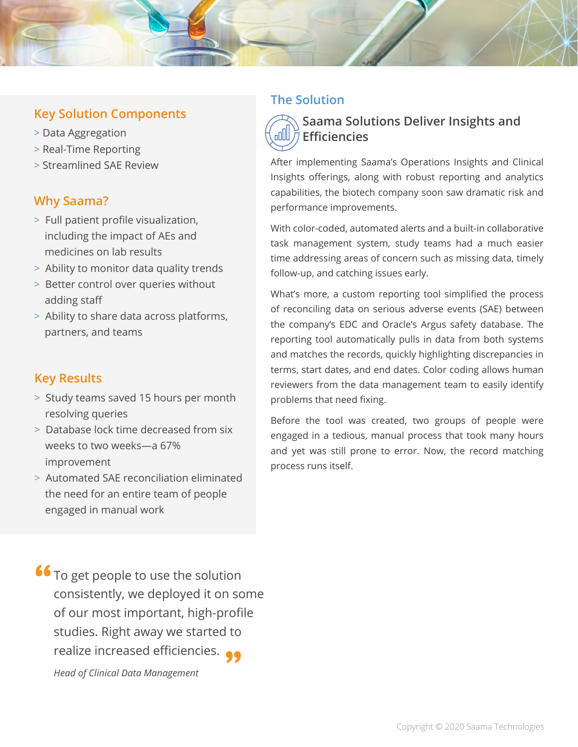## Key Solution Components

- Data Aggregation
- Real-Time Reporting
- Streamlined SAE Review

## Why Saama?

- Full patient profile visualization, including the impact of AEs and medicines on lab results
- Ability to monitor data quality trends
- Better control over queries without adding staff
- Ability to share data across platforms, partners, and teams

## Key Results

- Study teams saved 15 hours per month resolving queries
- Database lock time decreased from six weeks to two weeks—a 67% improvement
- Automated SAE reconciliation eliminated the need for an entire team of people engaged in manual work

> To get people to use the solution consistently, we deployed it on some of our most important, high-profile studies. Right away we started to realize increased efficiencies.
>
> *Head of Clinical Data Management*

## The Solution

### Saama Solutions Deliver Insights and Efficiencies

After implementing Saama's Operations Insights and Clinical Insights offerings, along with robust reporting and analytics capabilities, the biotech company soon saw dramatic risk and performance improvements.

With color-coded, automated alerts and a built-in collaborative task management system, study teams had a much easier time addressing areas of concern such as missing data, timely follow-up, and catching issues early.

What's more, a custom reporting tool simplified the process of reconciling data on serious adverse events (SAE) between the company's EDC and Oracle's Argus safety database. The reporting tool automatically pulls in data from both systems and matches the records, quickly highlighting discrepancies in terms, start dates, and end dates. Color coding allows human reviewers from the data management team to easily identify problems that need fixing.

Before the tool was created, two groups of people were engaged in a tedious, manual process that took many hours and yet was still prone to error. Now, the record matching process runs itself.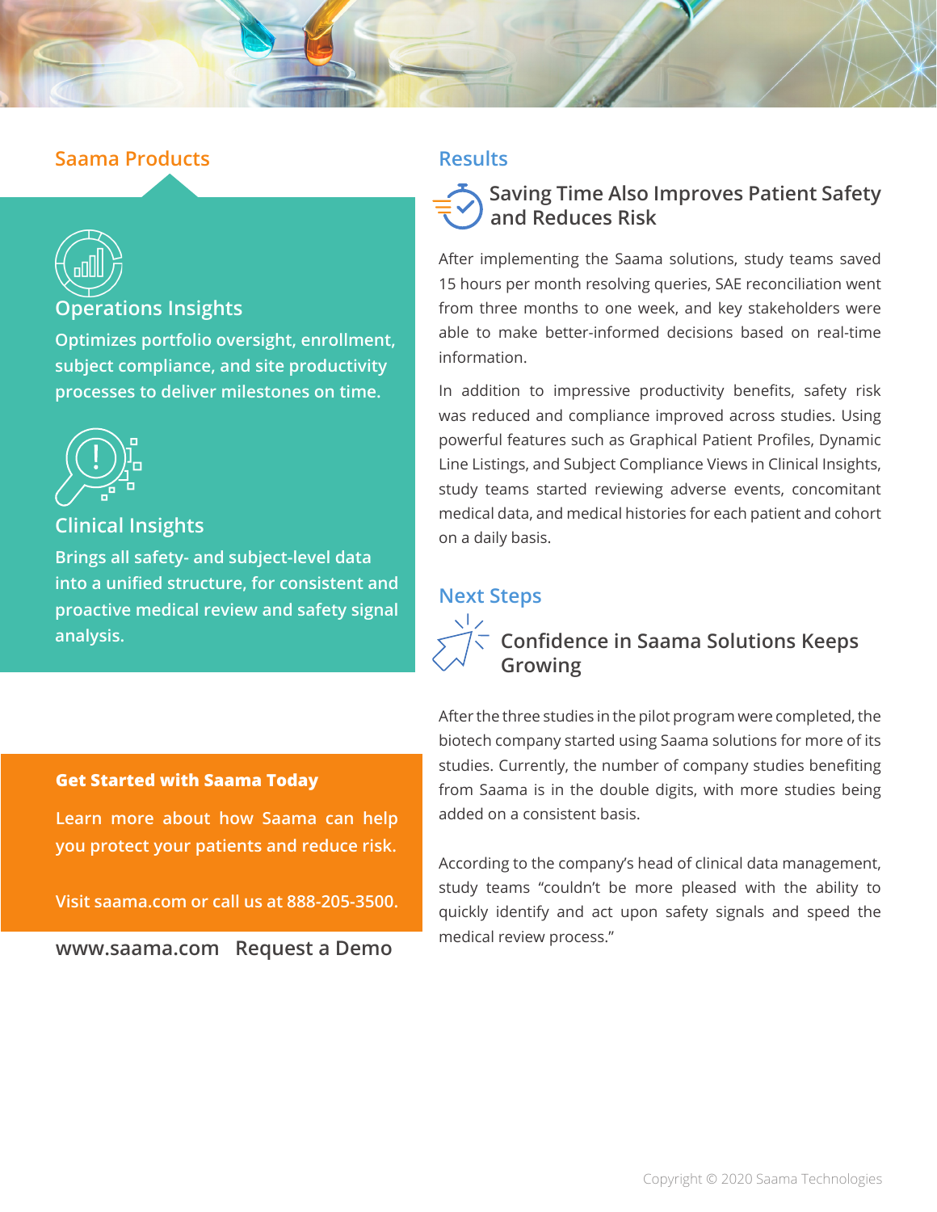## Saama Products

### Operations Insights

Optimizes portfolio oversight, enrollment, subject compliance, and site productivity processes to deliver milestones on time.

### Clinical Insights

Brings all safety- and subject-level data into a unified structure, for consistent and proactive medical review and safety signal analysis.

**Get Started with Saama Today**

Learn more about how Saama can help you protect your patients and reduce risk.

Visit saama.com or call us at 888-205-3500.

www.saama.com Request a Demo

## Results

### Saving Time Also Improves Patient Safety and Reduces Risk

After implementing the Saama solutions, study teams saved 15 hours per month resolving queries, SAE reconciliation went from three months to one week, and key stakeholders were able to make better-informed decisions based on real-time information.

In addition to impressive productivity benefits, safety risk was reduced and compliance improved across studies. Using powerful features such as Graphical Patient Profiles, Dynamic Line Listings, and Subject Compliance Views in Clinical Insights, study teams started reviewing adverse events, concomitant medical data, and medical histories for each patient and cohort on a daily basis.

## Next Steps

### Confidence in Saama Solutions Keeps Growing

After the three studies in the pilot program were completed, the biotech company started using Saama solutions for more of its studies. Currently, the number of company studies benefiting from Saama is in the double digits, with more studies being added on a consistent basis.

According to the company's head of clinical data management, study teams "couldn't be more pleased with the ability to quickly identify and act upon safety signals and speed the medical review process."

Copyright © 2020 Saama Technologies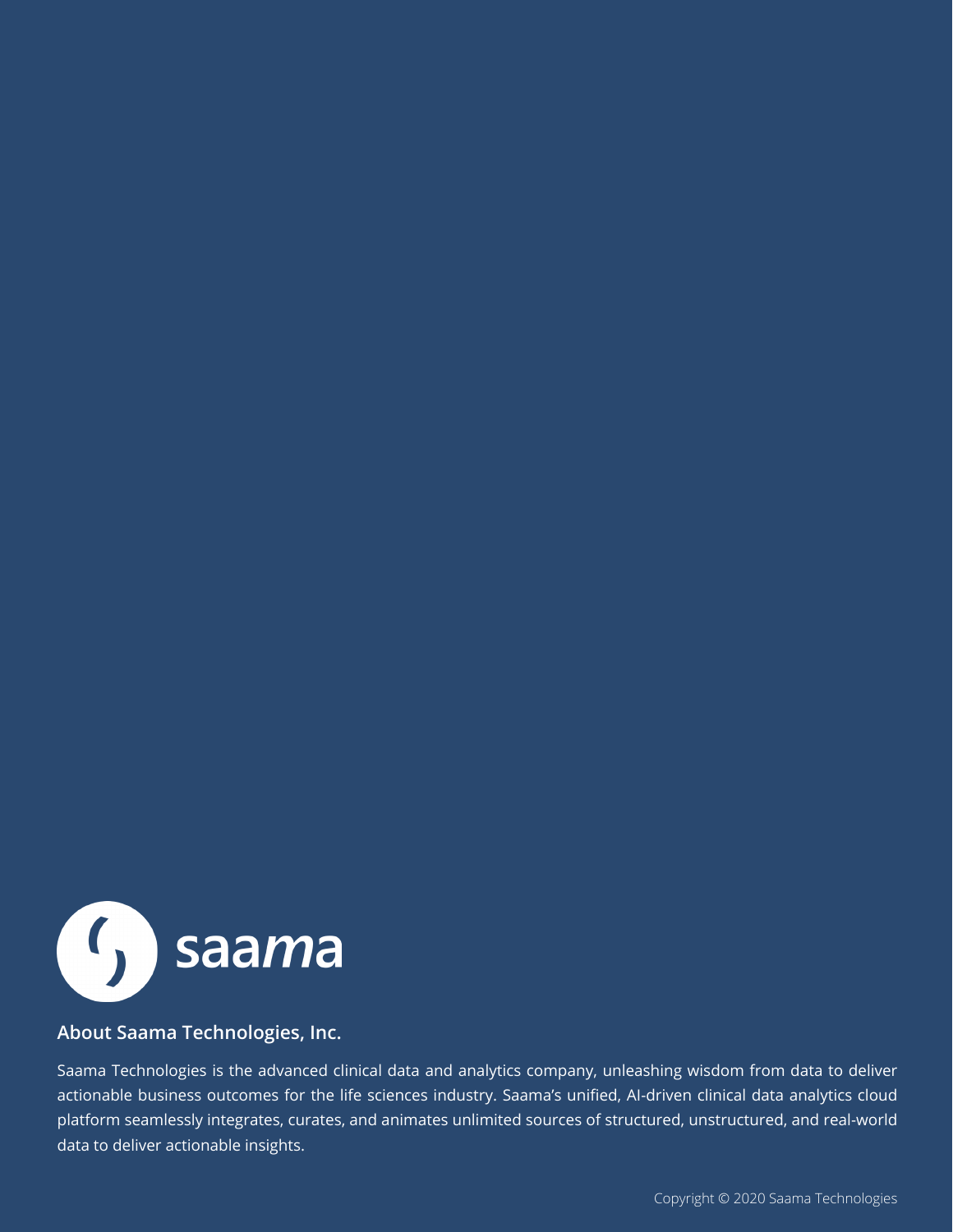saama

## About Saama Technologies, Inc.

Saama Technologies is the advanced clinical data and analytics company, unleashing wisdom from data to deliver actionable business outcomes for the life sciences industry. Saama's unified, AI-driven clinical data analytics cloud platform seamlessly integrates, curates, and animates unlimited sources of structured, unstructured, and real-world data to deliver actionable insights.

Copyright © 2020 Saama Technologies